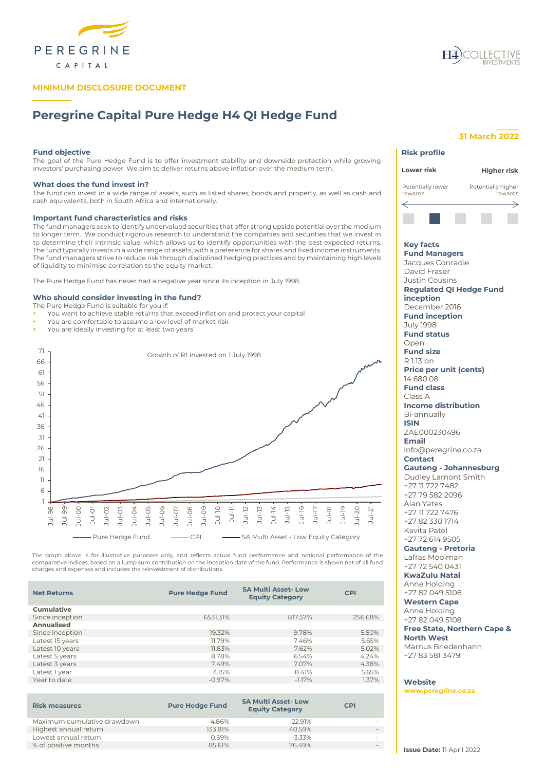PEREGRINE CAPITAL

H4 COLLECTIVE INVESTMENTS

**MINIMUM DISCLOSURE DOCUMENT**

# Peregrine Capital Pure Hedge H4 QI Hedge Fund

**31 March 2022**

### Fund objective

The goal of the Pure Hedge Fund is to offer investment stability and downside protection while growing investors' purchasing power. We aim to deliver returns above inflation over the medium term.

### What does the fund invest in?

The fund can invest in a wide range of assets, such as listed shares, bonds and property, as well as cash and cash equivalents, both in South Africa and internationally.

### Important fund characteristics and risks

The fund managers seek to identify undervalued securities that offer strong upside potential over the medium to longer term. We conduct rigorous research to understand the companies and securities that we invest in to determine their intrinsic value, which allows us to identify opportunities with the best expected returns. The fund typically invests in a wide range of assets, with a preference for shares and fixed income instruments. The fund managers strive to reduce risk through disciplined hedging practices and by maintaining high levels of liquidity to minimise correlation to the equity market.

The Pure Hedge Fund has never had a negative year since its inception in July 1998.

### Who should consider investing in the fund?

The Pure Hedge Fund is suitable for you if:

- You want to achieve stable returns that exceed inflation and protect your capital
- You are comfortable to assume a low level of market risk
- You are ideally investing for at least two years

Growth of R1 invested on 1 July 1998

Pure Hedge Fund — CPI — SA Multi Asset - Low Equity Category

The graph above is for illustrative purposes only, and reflects actual fund performance and notional performance of the comparative indices, based on a lump sum contribution on the inception date of the fund. Performance is shown net of all fund charges and expenses and includes the reinvestment of distributions.

| Net Returns | Pure Hedge Fund | SA Multi Asset- Low Equity Category | CPI |
|---|---|---|---|
| **Cumulative** | | | |
| Since inception | 6531.31% | 817.57% | 256.68% |
| **Annualised** | | | |
| Since inception | 19.32% | 9.78% | 5.50% |
| Latest 15 years | 11.79% | 7.46% | 5.65% |
| Latest 10 years | 11.83% | 7.62% | 5.02% |
| Latest 5 years | 8.78% | 6.54% | 4.24% |
| Latest 3 years | 7.49% | 7.07% | 4.38% |
| Latest 1 year | 4.15% | 8.41% | 5.65% |
| Year to date | -0.97% | -1.17% | 1.37% |

| Risk measures | Pure Hedge Fund | SA Multi Asset- Low Equity Category | CPI |
|---|---|---|---|
| Maximum cumulative drawdown | -4.86% | -22.91% | - |
| Highest annual return | 133.81% | 40.59% | - |
| Lowest annual return | 0.59% | -3.33% | - |
| % of positive months | 85.61% | 76.49% | - |

### Risk profile

**Lower risk** — **Higher risk**

Potentially lower rewards — Potentially higher rewards

### Key facts

**Fund Managers**
Jacques Conradie
David Fraser
Justin Cousins

**Regulated QI Hedge Fund inception**
December 2016

**Fund inception**
July 1998

**Fund status**
Open

**Fund size**
R 1.13 bn

**Price per unit (cents)**
14 680.08

**Fund class**
Class A

**Income distribution**
Bi-annually

**ISIN**
ZAE000230496

**Email**
info@peregrine.co.za

**Contact**

**Gauteng - Johannesburg**
Dudley Lamont Smith
+27 11 722 7482
+27 79 582 2096
Alan Yates
+27 11 722 7476
+27 82 330 1714
Kavita Patel
+27 72 614 9505

**Gauteng - Pretoria**
Lafras Moolman
+27 72 540 0431

**KwaZulu Natal**
Anne Holding
+27 82 049 5108

**Western Cape**
Anne Holding
+27 82 049 5108

**Free State, Northern Cape & North West**
Marnus Briedenhann
+27 83 581 3479

**Website**
www.peregrine.co.za

**Issue Date:** 11 April 2022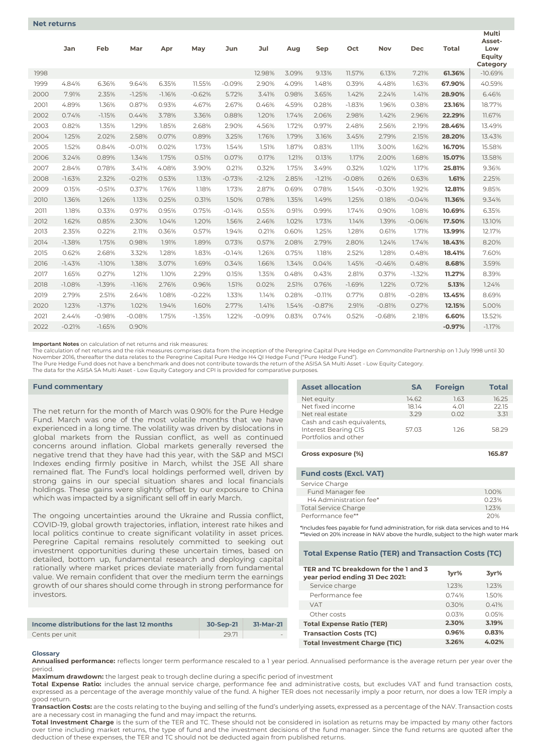## Net returns

| | Jan | Feb | Mar | Apr | May | Jun | Jul | Aug | Sep | Oct | Nov | Dec | Total | Multi Asset-Low Equity Category |
|---|---|---|---|---|---|---|---|---|---|---|---|---|---|---|
| 1998 | | | | | | | 12.98% | 3.09% | 9.13% | 11.57% | 6.13% | 7.21% | **61.36%** | -10.69% |
| 1999 | 4.84% | 6.36% | 9.64% | 6.35% | 11.55% | -0.09% | 2.90% | 4.09% | 1.48% | 0.39% | 4.48% | 1.63% | **67.90%** | 40.59% |
| 2000 | 7.91% | 2.35% | -1.25% | -1.16% | -0.62% | 5.72% | 3.41% | 0.98% | 3.65% | 1.42% | 2.24% | 1.41% | **28.90%** | 6.46% |
| 2001 | 4.89% | 1.36% | 0.87% | 0.93% | 4.67% | 2.67% | 0.46% | 4.59% | 0.28% | -1.83% | 1.96% | 0.38% | **23.16%** | 18.77% |
| 2002 | 0.74% | -1.15% | 0.44% | 3.78% | 3.36% | 0.88% | 1.20% | 1.74% | 2.06% | 2.98% | 1.42% | 2.96% | **22.29%** | 11.67% |
| 2003 | 0.82% | 1.35% | 1.29% | 1.85% | 2.68% | 2.90% | 4.56% | 1.72% | 0.97% | 2.48% | 2.56% | 2.19% | **28.46%** | 13.49% |
| 2004 | 1.25% | 2.02% | 2.58% | 0.07% | 0.89% | 3.25% | 1.76% | 1.79% | 3.16% | 3.45% | 2.79% | 2.15% | **28.20%** | 13.43% |
| 2005 | 1.52% | 0.84% | -0.01% | 0.02% | 1.73% | 1.54% | 1.51% | 1.87% | 0.83% | 1.11% | 3.00% | 1.62% | **16.70%** | 15.58% |
| 2006 | 3.24% | 0.89% | 1.34% | 1.75% | 0.51% | 0.07% | 0.17% | 1.21% | 0.13% | 1.17% | 2.00% | 1.68% | **15.07%** | 13.58% |
| 2007 | 2.84% | 0.78% | 3.41% | 4.08% | 3.90% | 0.21% | 0.32% | 1.75% | 3.49% | 0.32% | 1.02% | 1.17% | **25.81%** | 9.36% |
| 2008 | -1.63% | 2.32% | -0.21% | 0.53% | 1.13% | -0.73% | -2.12% | 2.85% | -1.21% | -0.08% | 0.26% | 0.63% | **1.61%** | 2.25% |
| 2009 | 0.15% | -0.51% | 0.37% | 1.76% | 1.18% | 1.73% | 2.87% | 0.69% | 0.78% | 1.54% | -0.30% | 1.92% | **12.81%** | 9.85% |
| 2010 | 1.36% | 1.26% | 1.13% | 0.25% | 0.31% | 1.50% | 0.78% | 1.35% | 1.49% | 1.25% | 0.18% | -0.04% | **11.36%** | 9.34% |
| 2011 | 1.18% | 0.33% | 0.97% | 0.95% | 0.75% | -0.14% | 0.55% | 0.91% | 0.99% | 1.74% | 0.90% | 1.08% | **10.69%** | 6.35% |
| 2012 | 1.62% | 0.85% | 2.30% | 1.04% | 1.20% | 1.56% | 2.46% | 1.02% | 1.73% | 1.14% | 1.39% | -0.06% | **17.50%** | 13.10% |
| 2013 | 2.35% | 0.22% | 2.11% | 0.36% | 0.57% | 1.94% | 0.21% | 0.60% | 1.25% | 1.28% | 0.61% | 1.71% | **13.99%** | 12.17% |
| 2014 | -1.38% | 1.75% | 0.98% | 1.91% | 1.89% | 0.73% | 0.57% | 2.08% | 2.79% | 2.80% | 1.24% | 1.74% | **18.43%** | 8.20% |
| 2015 | 0.62% | 2.68% | 3.32% | 1.28% | 1.83% | -0.14% | 1.26% | 0.75% | 1.18% | 2.52% | 1.28% | 0.48% | **18.41%** | 7.60% |
| 2016 | -1.43% | -1.10% | 1.38% | 3.07% | 1.69% | 0.34% | 1.66% | 1.34% | 0.04% | 1.45% | -0.46% | 0.48% | **8.68%** | 3.59% |
| 2017 | 1.65% | 0.27% | 1.21% | 1.10% | 2.29% | 0.15% | 1.35% | 0.48% | 0.43% | 2.81% | 0.37% | -1.32% | **11.27%** | 8.39% |
| 2018 | -1.08% | -1.39% | -1.16% | 2.76% | 0.96% | 1.51% | 0.02% | 2.51% | 0.76% | -1.69% | 1.22% | 0.72% | **5.13%** | 1.24% |
| 2019 | 2.79% | 2.51% | 2.64% | 1.08% | -0.22% | 1.33% | 1.14% | 0.28% | -0.11% | 0.77% | 0.81% | -0.28% | **13.45%** | 8.69% |
| 2020 | 1.23% | -1.37% | 1.02% | 1.94% | 1.60% | 2.77% | 1.41% | 1.54% | -0.87% | 2.91% | -0.81% | 0.27% | **12.15%** | 5.00% |
| 2021 | 2.44% | -0.98% | -0.08% | 1.75% | -1.35% | 1.22% | -0.09% | 0.83% | 0.74% | 0.52% | -0.68% | 2.18% | **6.60%** | 13.52% |
| 2022 | -0.21% | -1.65% | 0.90% | | | | | | | | | | **-0.97%** | -1.17% |

**Important Notes** on calculation of net returns and risk measures:
The calculation of net returns and the risk measures comprises data from the inception of the Peregrine Capital Pure Hedge *en Commandite* Partnership on 1 July 1998 until 30 November 2016, thereafter the data relates to the Peregrine Capital Pure Hedge H4 QI Hedge Fund ("Pure Hedge Fund").
The Pure Hedge Fund does not have a benchmark and does not contribute towards the return of the ASISA SA Multi Asset - Low Equity Category.
The data for the ASISA SA Multi Asset - Low Equity Category and CPI is provided for comparative purposes.

## Fund commentary

The net return for the month of March was 0.90% for the Pure Hedge Fund. March was one of the most volatile months that we have experienced in a long time. The volatility was driven by dislocations in global markets from the Russian conflict, as well as continued concerns around inflation. Global markets generally reversed the negative trend that they have had this year, with the S&P and MSCI Indexes ending firmly positive in March, whilst the JSE All share remained flat. The Fund's local holdings performed well, driven by strong gains in our special situation shares and local financials holdings. These gains were slightly offset by our exposure to China which was impacted by a significant sell off in early March.

The ongoing uncertainties around the Ukraine and Russia conflict, COVID-19, global growth trajectories, inflation, interest rate hikes and local politics continue to create significant volatility in asset prices. Peregrine Capital remains resolutely committed to seeking out investment opportunities during these uncertain times, based on detailed, bottom up, fundamental research and deploying capital rationally where market prices deviate materially from fundamental value. We remain confident that over the medium term the earnings growth of our shares should come through in strong performance for investors.

| Income distributions for the last 12 months | 30-Sep-21 | 31-Mar-21 |
|---|---|---|
| Cents per unit | 29.71 | - |

## Asset allocation

| Asset allocation | SA | Foreign | Total |
|---|---|---|---|
| Net equity | 14.62 | 1.63 | 16.25 |
| Net fixed income | 18.14 | 4.01 | 22.15 |
| Net real estate | 3.29 | 0.02 | 3.31 |
| Cash and cash equivalents, Interest Bearing CIS Portfolios and other | 57.03 | 1.26 | 58.29 |
| **Gross exposure (%)** | | | **165.87** |

## Fund costs (Excl. VAT)

| | |
|---|---|
| Service Charge | |
| Fund Manager fee | 1.00% |
| H4 Administration fee* | 0.23% |
| Total Service Charge | 1.23% |
| Performance fee** | 20% |

*Includes fees payable for fund administration, for risk data services and to H4
**levied on 20% increase in NAV above the hurdle, subject to the high water mark

## Total Expense Ratio (TER) and Transaction Costs (TC)

| TER and TC breakdown for the 1 and 3 year period ending 31 Dec 2021: | 1yr% | 3yr% |
|---|---|---|
| Service charge | 1.23% | 1.23% |
| Performance fee | 0.74% | 1.50% |
| VAT | 0.30% | 0.41% |
| Other costs | 0.03% | 0.05% |
| **Total Expense Ratio (TER)** | **2.30%** | **3.19%** |
| **Transaction Costs (TC)** | **0.96%** | **0.83%** |
| **Total Investment Charge (TIC)** | **3.26%** | **4.02%** |

## Glossary

**Annualised performance:** reflects longer term performance rescaled to a 1 year period. Annualised performance is the average return per year over the period.

**Maximum drawdown:** the largest peak to trough decline during a specific period of investment

**Total Expense Ratio:** includes the annual service charge, performance fee and administrative costs, but excludes VAT and fund transaction costs, expressed as a percentage of the average monthly value of the fund. A higher TER does not necessarily imply a poor return, nor does a low TER imply a good return.

**Transaction Costs:** are the costs relating to the buying and selling of the fund's underlying assets, expressed as a percentage of the NAV. Transaction costs are a necessary cost in managing the fund and may impact the returns.

**Total Investment Charge** is the sum of the TER and TC. These should not be considered in isolation as returns may be impacted by many other factors over time including market returns, the type of fund and the investment decisions of the fund manager. Since the fund returns are quoted after the deduction of these expenses, the TER and TC should not be deducted again from published returns.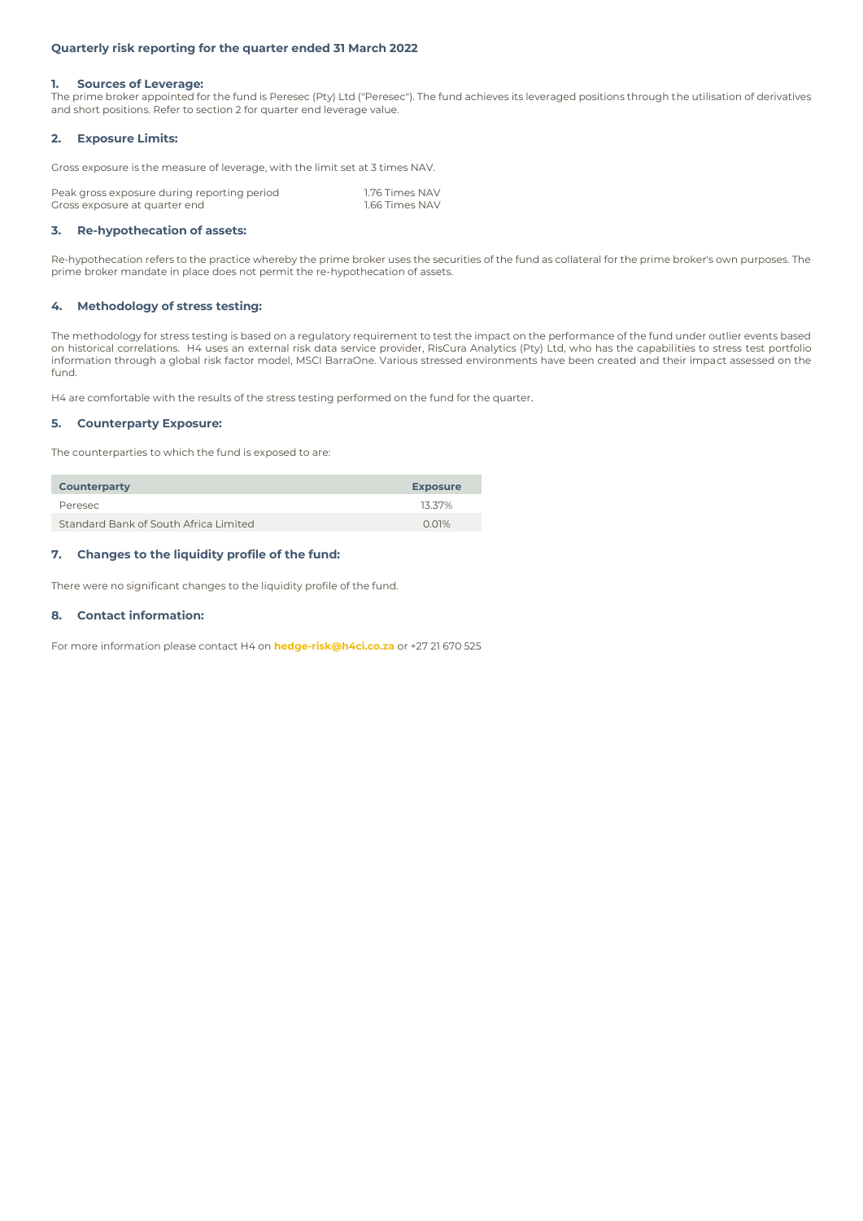## Quarterly risk reporting for the quarter ended 31 March 2022

### 1. Sources of Leverage:

The prime broker appointed for the fund is Peresec (Pty) Ltd ("Peresec"). The fund achieves its leveraged positions through the utilisation of derivatives and short positions. Refer to section 2 for quarter end leverage value.

### 2. Exposure Limits:

Gross exposure is the measure of leverage, with the limit set at 3 times NAV.

| | |
|---|---|
| Peak gross exposure during reporting period | 1.76 Times NAV |
| Gross exposure at quarter end | 1.66 Times NAV |

### 3. Re-hypothecation of assets:

Re-hypothecation refers to the practice whereby the prime broker uses the securities of the fund as collateral for the prime broker's own purposes. The prime broker mandate in place does not permit the re-hypothecation of assets.

### 4. Methodology of stress testing:

The methodology for stress testing is based on a regulatory requirement to test the impact on the performance of the fund under outlier events based on historical correlations. H4 uses an external risk data service provider, RisCura Analytics (Pty) Ltd, who has the capabilities to stress test portfolio information through a global risk factor model, MSCI BarraOne. Various stressed environments have been created and their impact assessed on the fund.

H4 are comfortable with the results of the stress testing performed on the fund for the quarter.

### 5. Counterparty Exposure:

The counterparties to which the fund is exposed to are:

| Counterparty | Exposure |
|---|---|
| Peresec | 13.37% |
| Standard Bank of South Africa Limited | 0.01% |

### 7. Changes to the liquidity profile of the fund:

There were no significant changes to the liquidity profile of the fund.

### 8. Contact information:

For more information please contact H4 on **hedge-risk@h4ci.co.za** or +27 21 670 525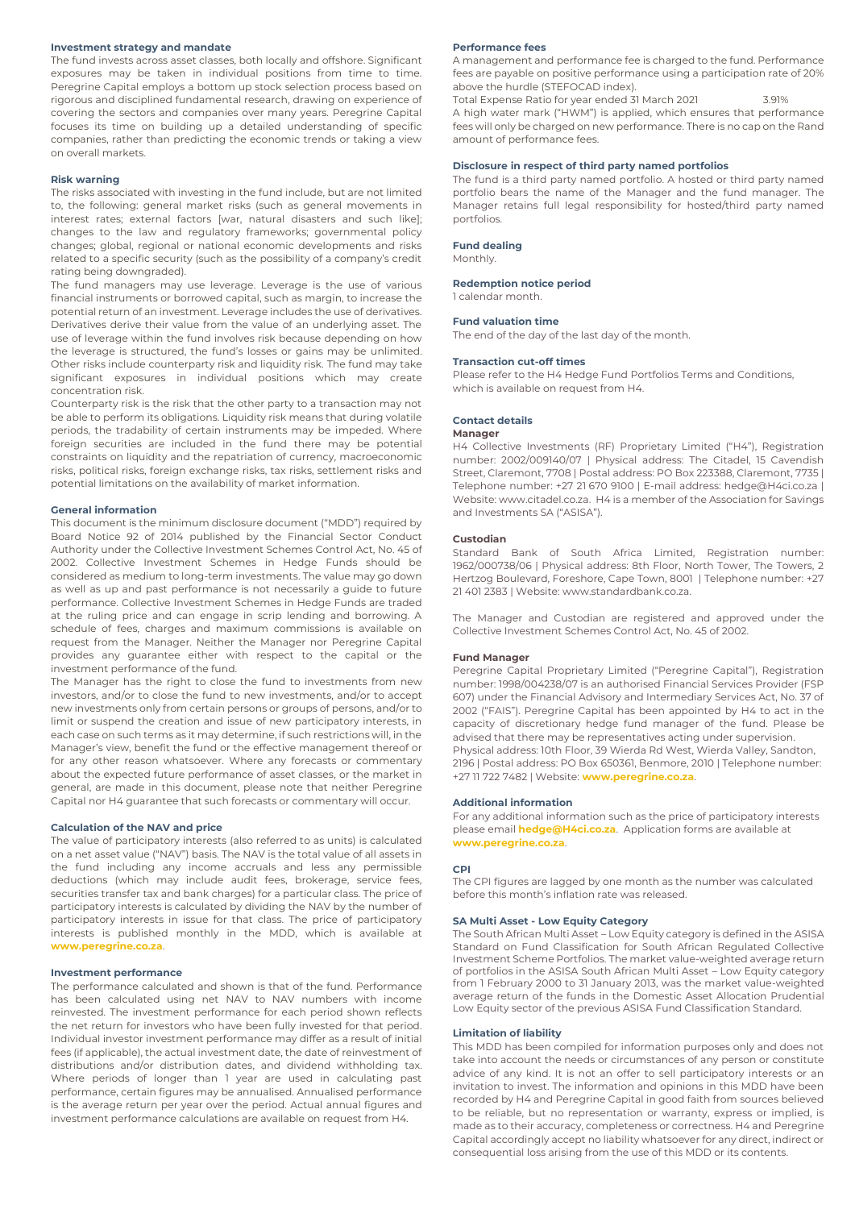### Investment strategy and mandate

The fund invests across asset classes, both locally and offshore. Significant exposures may be taken in individual positions from time to time. Peregrine Capital employs a bottom up stock selection process based on rigorous and disciplined fundamental research, drawing on experience of covering the sectors and companies over many years. Peregrine Capital focuses its time on building up a detailed understanding of specific companies, rather than predicting the economic trends or taking a view on overall markets.

### Risk warning

The risks associated with investing in the fund include, but are not limited to, the following: general market risks (such as general movements in interest rates; external factors [war, natural disasters and such like]; changes to the law and regulatory frameworks; governmental policy changes; global, regional or national economic developments and risks related to a specific security (such as the possibility of a company's credit rating being downgraded).

The fund managers may use leverage. Leverage is the use of various financial instruments or borrowed capital, such as margin, to increase the potential return of an investment. Leverage includes the use of derivatives. Derivatives derive their value from the value of an underlying asset. The use of leverage within the fund involves risk because depending on how the leverage is structured, the fund's losses or gains may be unlimited. Other risks include counterparty risk and liquidity risk. The fund may take significant exposures in individual positions which may create concentration risk.

Counterparty risk is the risk that the other party to a transaction may not be able to perform its obligations. Liquidity risk means that during volatile periods, the tradability of certain instruments may be impeded. Where foreign securities are included in the fund there may be potential constraints on liquidity and the repatriation of currency, macroeconomic risks, political risks, foreign exchange risks, tax risks, settlement risks and potential limitations on the availability of market information.

### General information

This document is the minimum disclosure document ("MDD") required by Board Notice 92 of 2014 published by the Financial Sector Conduct Authority under the Collective Investment Schemes Control Act, No. 45 of 2002. Collective Investment Schemes in Hedge Funds should be considered as medium to long-term investments. The value may go down as well as up and past performance is not necessarily a guide to future performance. Collective Investment Schemes in Hedge Funds are traded at the ruling price and can engage in scrip lending and borrowing. A schedule of fees, charges and maximum commissions is available on request from the Manager. Neither the Manager nor Peregrine Capital provides any guarantee either with respect to the capital or the investment performance of the fund.

The Manager has the right to close the fund to investments from new investors, and/or to close the fund to new investments, and/or to accept new investments only from certain persons or groups of persons, and/or to limit or suspend the creation and issue of new participatory interests, in each case on such terms as it may determine, if such restrictions will, in the Manager's view, benefit the fund or the effective management thereof or for any other reason whatsoever. Where any forecasts or commentary about the expected future performance of asset classes, or the market in general, are made in this document, please note that neither Peregrine Capital nor H4 guarantee that such forecasts or commentary will occur.

### Calculation of the NAV and price

The value of participatory interests (also referred to as units) is calculated on a net asset value ("NAV") basis. The NAV is the total value of all assets in the fund including any income accruals and less any permissible deductions (which may include audit fees, brokerage, service fees, securities transfer tax and bank charges) for a particular class. The price of participatory interests is calculated by dividing the NAV by the number of participatory interests in issue for that class. The price of participatory interests is published monthly in the MDD, which is available at **www.peregrine.co.za**.

### Investment performance

The performance calculated and shown is that of the fund. Performance has been calculated using net NAV to NAV numbers with income reinvested. The investment performance for each period shown reflects the net return for investors who have been fully invested for that period. Individual investor investment performance may differ as a result of initial fees (if applicable), the actual investment date, the date of reinvestment of distributions and/or distribution dates, and dividend withholding tax. Where periods of longer than 1 year are used in calculating past performance, certain figures may be annualised. Annualised performance is the average return per year over the period. Actual annual figures and investment performance calculations are available on request from H4.

### Performance fees

A management and performance fee is charged to the fund. Performance fees are payable on positive performance using a participation rate of 20% above the hurdle (STEFOCAD index).

Total Expense Ratio for year ended 31 March 2021 3.91%

A high water mark ("HWM") is applied, which ensures that performance fees will only be charged on new performance. There is no cap on the Rand amount of performance fees.

### Disclosure in respect of third party named portfolios

The fund is a third party named portfolio. A hosted or third party named portfolio bears the name of the Manager and the fund manager. The Manager retains full legal responsibility for hosted/third party named portfolios.

### Fund dealing

Monthly.

### Redemption notice period

1 calendar month.

### Fund valuation time

The end of the day of the last day of the month.

### Transaction cut-off times

Please refer to the H4 Hedge Fund Portfolios Terms and Conditions, which is available on request from H4.

### Contact details

**Manager**

H4 Collective Investments (RF) Proprietary Limited ("H4"), Registration number: 2002/009140/07 | Physical address: The Citadel, 15 Cavendish Street, Claremont, 7708 | Postal address: PO Box 223388, Claremont, 7735 | Telephone number: +27 21 670 9100 | E-mail address: hedge@H4ci.co.za | Website: www.citadel.co.za. H4 is a member of the Association for Savings and Investments SA ("ASISA").

### Custodian

Standard Bank of South Africa Limited, Registration number: 1962/000738/06 | Physical address: 8th Floor, North Tower, The Towers, 2 Hertzog Boulevard, Foreshore, Cape Town, 8001 | Telephone number: +27 21 401 2383 | Website: www.standardbank.co.za.

The Manager and Custodian are registered and approved under the Collective Investment Schemes Control Act, No. 45 of 2002.

### Fund Manager

Peregrine Capital Proprietary Limited ("Peregrine Capital"), Registration number: 1998/004238/07 is an authorised Financial Services Provider (FSP 607) under the Financial Advisory and Intermediary Services Act, No. 37 of 2002 ("FAIS"). Peregrine Capital has been appointed by H4 to act in the capacity of discretionary hedge fund manager of the fund. Please be advised that there may be representatives acting under supervision. Physical address: 10th Floor, 39 Wierda Rd West, Wierda Valley, Sandton, 2196 | Postal address: PO Box 650361, Benmore, 2010 | Telephone number: +27 11 722 7482 | Website: **www.peregrine.co.za**.

### Additional information

For any additional information such as the price of participatory interests please email **hedge@H4ci.co.za**. Application forms are available at **www.peregrine.co.za**.

### CPI

The CPI figures are lagged by one month as the number was calculated before this month's inflation rate was released.

### SA Multi Asset - Low Equity Category

The South African Multi Asset – Low Equity category is defined in the ASISA Standard on Fund Classification for South African Regulated Collective Investment Scheme Portfolios. The market value-weighted average return of portfolios in the ASISA South African Multi Asset – Low Equity category from 1 February 2000 to 31 January 2013, was the market value-weighted average return of the funds in the Domestic Asset Allocation Prudential Low Equity sector of the previous ASISA Fund Classification Standard.

### Limitation of liability

This MDD has been compiled for information purposes only and does not take into account the needs or circumstances of any person or constitute advice of any kind. It is not an offer to sell participatory interests or an invitation to invest. The information and opinions in this MDD have been recorded by H4 and Peregrine Capital in good faith from sources believed to be reliable, but no representation or warranty, express or implied, is made as to their accuracy, completeness or correctness. H4 and Peregrine Capital accordingly accept no liability whatsoever for any direct, indirect or consequential loss arising from the use of this MDD or its contents.